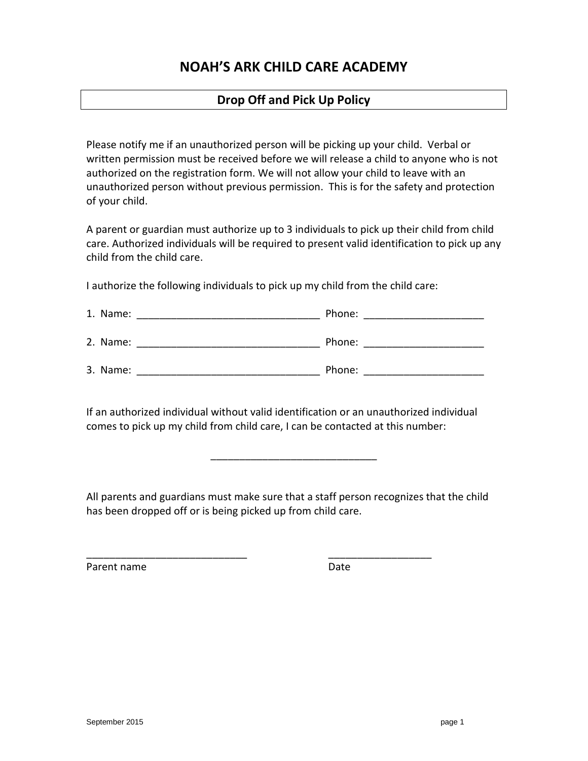# NOAH'S ARK CHILD CARE ACADEMY

## Drop Off and Pick Up Policy

Please notify me if an unauthorized person will be picking up your child. Verbal or written permission must be received before we will release a child to anyone who is not authorized on the registration form. We will not allow your child to leave with an unauthorized person without previous permission. This is for the safety and protection of your child.

A parent or guardian must authorize up to 3 individuals to pick up their child from child care. Authorized individuals will be required to present valid identification to pick up any child from the child care.

I authorize the following individuals to pick up my child from the child care:

1. Name: ________________________________ Phone: _____________________

2. Name: ________________________________ Phone: _____________________

3. Name: ________________________________ Phone: _____________________

If an authorized individual without valid identification or an unauthorized individual comes to pick up my child from child care, I can be contacted at this number:

_____________________________

All parents and guardians must make sure that a staff person recognizes that the child has been dropped off or is being picked up from child care.

_____________________________ Parent name

__________________ Date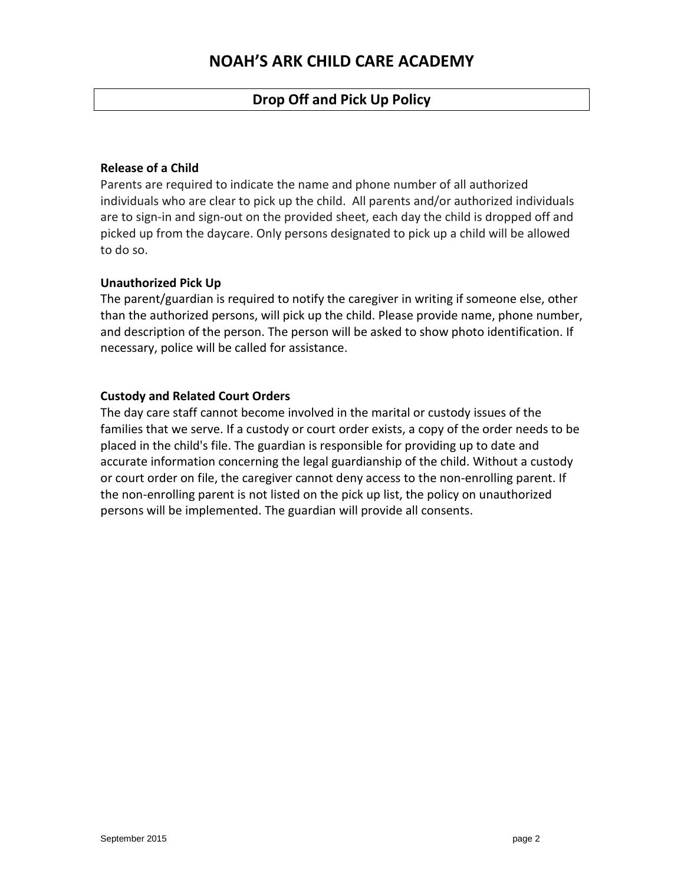# NOAH'S ARK CHILD CARE ACADEMY

## Drop Off and Pick Up Policy

**Release of a Child**

Parents are required to indicate the name and phone number of all authorized individuals who are clear to pick up the child. All parents and/or authorized individuals are to sign-in and sign-out on the provided sheet, each day the child is dropped off and picked up from the daycare. Only persons designated to pick up a child will be allowed to do so.

**Unauthorized Pick Up**

The parent/guardian is required to notify the caregiver in writing if someone else, other than the authorized persons, will pick up the child. Please provide name, phone number, and description of the person. The person will be asked to show photo identification. If necessary, police will be called for assistance.

**Custody and Related Court Orders**

The day care staff cannot become involved in the marital or custody issues of the families that we serve. If a custody or court order exists, a copy of the order needs to be placed in the child's file. The guardian is responsible for providing up to date and accurate information concerning the legal guardianship of the child. Without a custody or court order on file, the caregiver cannot deny access to the non-enrolling parent. If the non-enrolling parent is not listed on the pick up list, the policy on unauthorized persons will be implemented. The guardian will provide all consents.